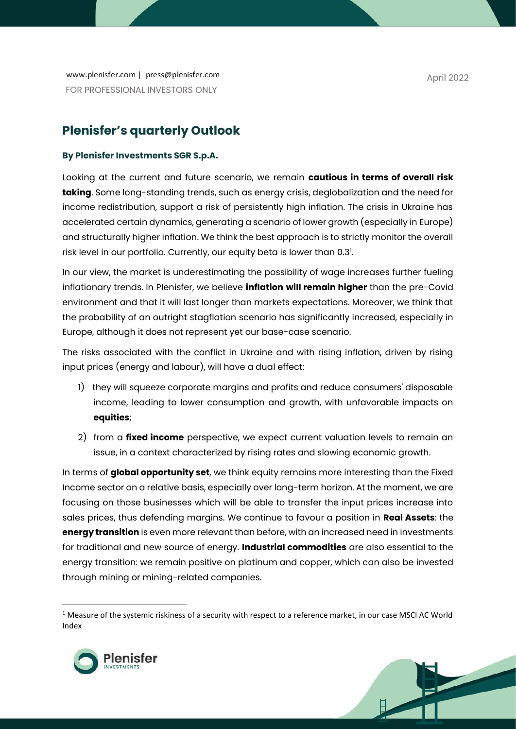www.plenisfer.com | press@plenisfer.com

FOR PROFESSIONAL INVESTORS ONLY

April 2022

## Plenisfer's quarterly Outlook

**By Plenisfer Investments SGR S.p.A.**

Looking at the current and future scenario, we remain **cautious in terms of overall risk taking**. Some long-standing trends, such as energy crisis, deglobalization and the need for income redistribution, support a risk of persistently high inflation. The crisis in Ukraine has accelerated certain dynamics, generating a scenario of lower growth (especially in Europe) and structurally higher inflation. We think the best approach is to strictly monitor the overall risk level in our portfolio. Currently, our equity beta is lower than 0.3[1].

In our view, the market is underestimating the possibility of wage increases further fueling inflationary trends. In Plenisfer, we believe **inflation will remain higher** than the pre-Covid environment and that it will last longer than markets expectations. Moreover, we think that the probability of an outright stagflation scenario has significantly increased, especially in Europe, although it does not represent yet our base-case scenario.

The risks associated with the conflict in Ukraine and with rising inflation, driven by rising input prices (energy and labour), will have a dual effect:

1) they will squeeze corporate margins and profits and reduce consumers' disposable income, leading to lower consumption and growth, with unfavorable impacts on **equities**;
2) from a **fixed income** perspective, we expect current valuation levels to remain an issue, in a context characterized by rising rates and slowing economic growth.

In terms of **global opportunity set**, we think equity remains more interesting than the Fixed Income sector on a relative basis, especially over long-term horizon. At the moment, we are focusing on those businesses which will be able to transfer the input prices increase into sales prices, thus defending margins. We continue to favour a position in **Real Assets**: the **energy transition** is even more relevant than before, with an increased need in investments for traditional and new source of energy. **Industrial commodities** are also essential to the energy transition: we remain positive on platinum and copper, which can also be invested through mining or mining-related companies.

[1] Measure of the systemic riskiness of a security with respect to a reference market, in our case MSCI AC World Index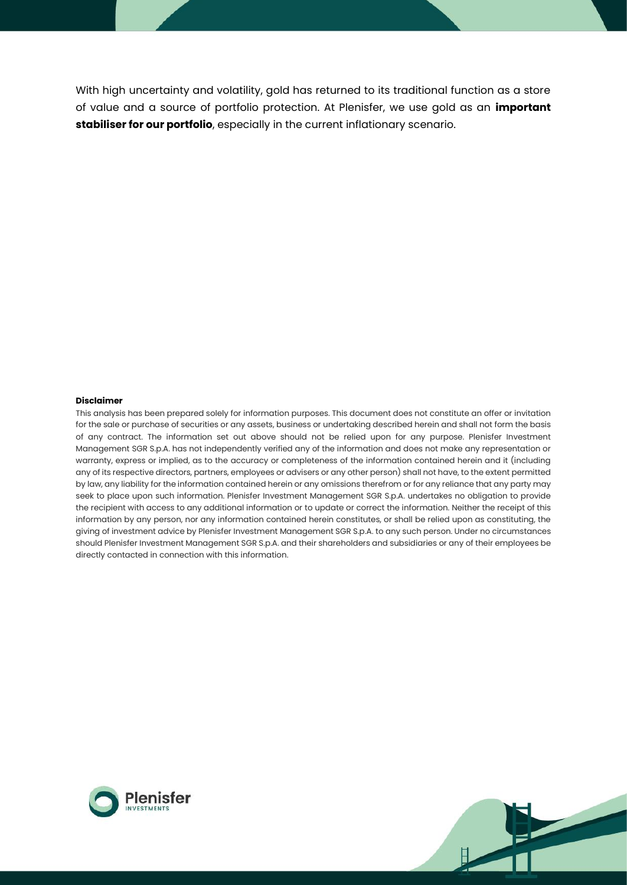With high uncertainty and volatility, gold has returned to its traditional function as a store of value and a source of portfolio protection. At Plenisfer, we use gold as an **important stabiliser for our portfolio**, especially in the current inflationary scenario.

**Disclaimer**

This analysis has been prepared solely for information purposes. This document does not constitute an offer or invitation for the sale or purchase of securities or any assets, business or undertaking described herein and shall not form the basis of any contract. The information set out above should not be relied upon for any purpose. Plenisfer Investment Management SGR S.p.A. has not independently verified any of the information and does not make any representation or warranty, express or implied, as to the accuracy or completeness of the information contained herein and it (including any of its respective directors, partners, employees or advisers or any other person) shall not have, to the extent permitted by law, any liability for the information contained herein or any omissions therefrom or for any reliance that any party may seek to place upon such information. Plenisfer Investment Management SGR S.p.A. undertakes no obligation to provide the recipient with access to any additional information or to update or correct the information. Neither the receipt of this information by any person, nor any information contained herein constitutes, or shall be relied upon as constituting, the giving of investment advice by Plenisfer Investment Management SGR S.p.A. to any such person. Under no circumstances should Plenisfer Investment Management SGR S.p.A. and their shareholders and subsidiaries or any of their employees be directly contacted in connection with this information.

Plenisfer
INVESTMENTS